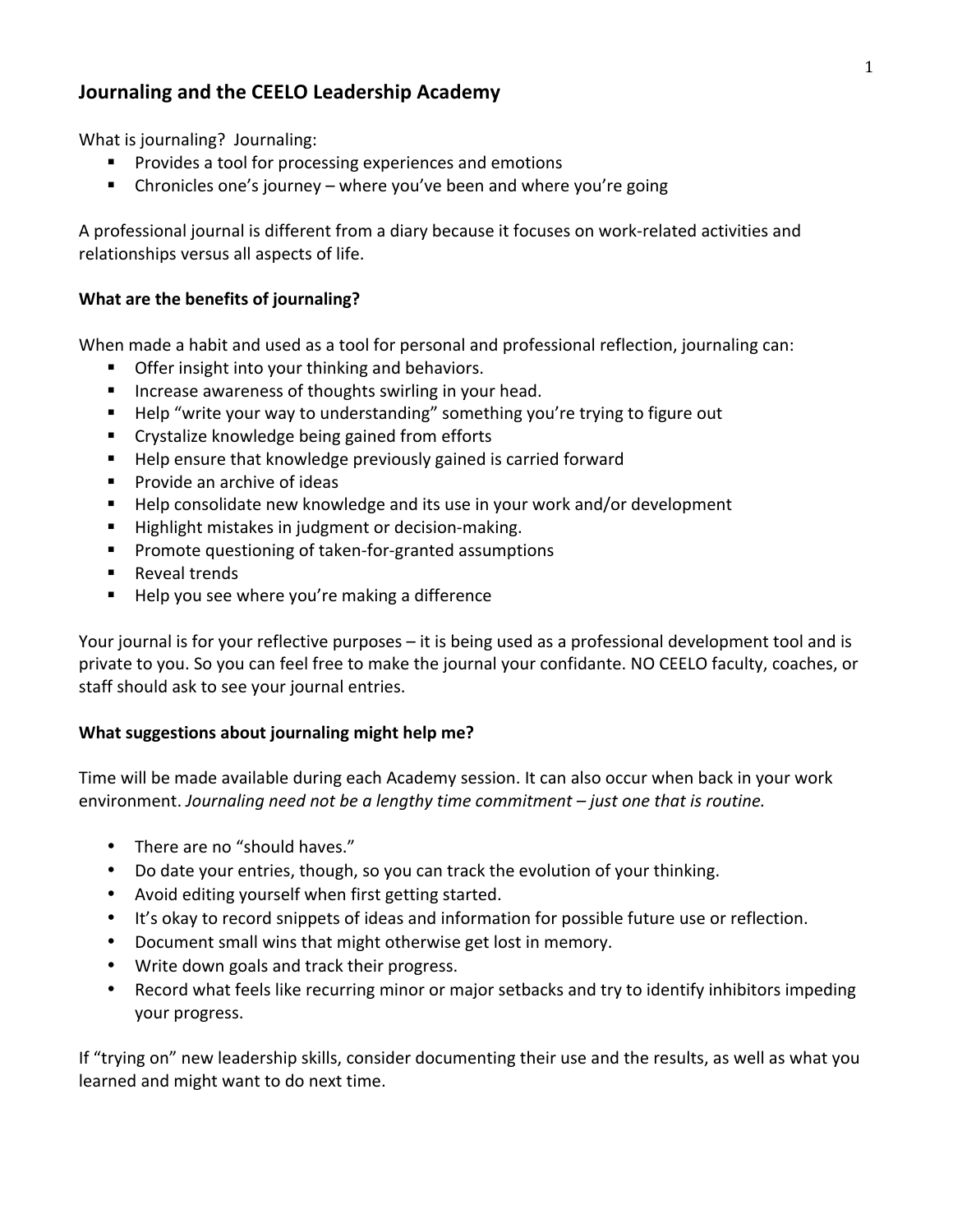## Journaling and the CEELO Leadership Academy

What is journaling? Journaling:

- Provides a tool for processing experiences and emotions
- Chronicles one's journey – where you've been and where you're going

A professional journal is different from a diary because it focuses on work-related activities and relationships versus all aspects of life.

### What are the benefits of journaling?

When made a habit and used as a tool for personal and professional reflection, journaling can:

- Offer insight into your thinking and behaviors.
- Increase awareness of thoughts swirling in your head.
- Help "write your way to understanding" something you're trying to figure out
- Crystalize knowledge being gained from efforts
- Help ensure that knowledge previously gained is carried forward
- Provide an archive of ideas
- Help consolidate new knowledge and its use in your work and/or development
- Highlight mistakes in judgment or decision-making.
- Promote questioning of taken-for-granted assumptions
- Reveal trends
- Help you see where you're making a difference

Your journal is for your reflective purposes – it is being used as a professional development tool and is private to you. So you can feel free to make the journal your confidante. NO CEELO faculty, coaches, or staff should ask to see your journal entries.

### What suggestions about journaling might help me?

Time will be made available during each Academy session. It can also occur when back in your work environment. *Journaling need not be a lengthy time commitment – just one that is routine.*

- There are no "should haves."
- Do date your entries, though, so you can track the evolution of your thinking.
- Avoid editing yourself when first getting started.
- It's okay to record snippets of ideas and information for possible future use or reflection.
- Document small wins that might otherwise get lost in memory.
- Write down goals and track their progress.
- Record what feels like recurring minor or major setbacks and try to identify inhibitors impeding your progress.

If "trying on" new leadership skills, consider documenting their use and the results, as well as what you learned and might want to do next time.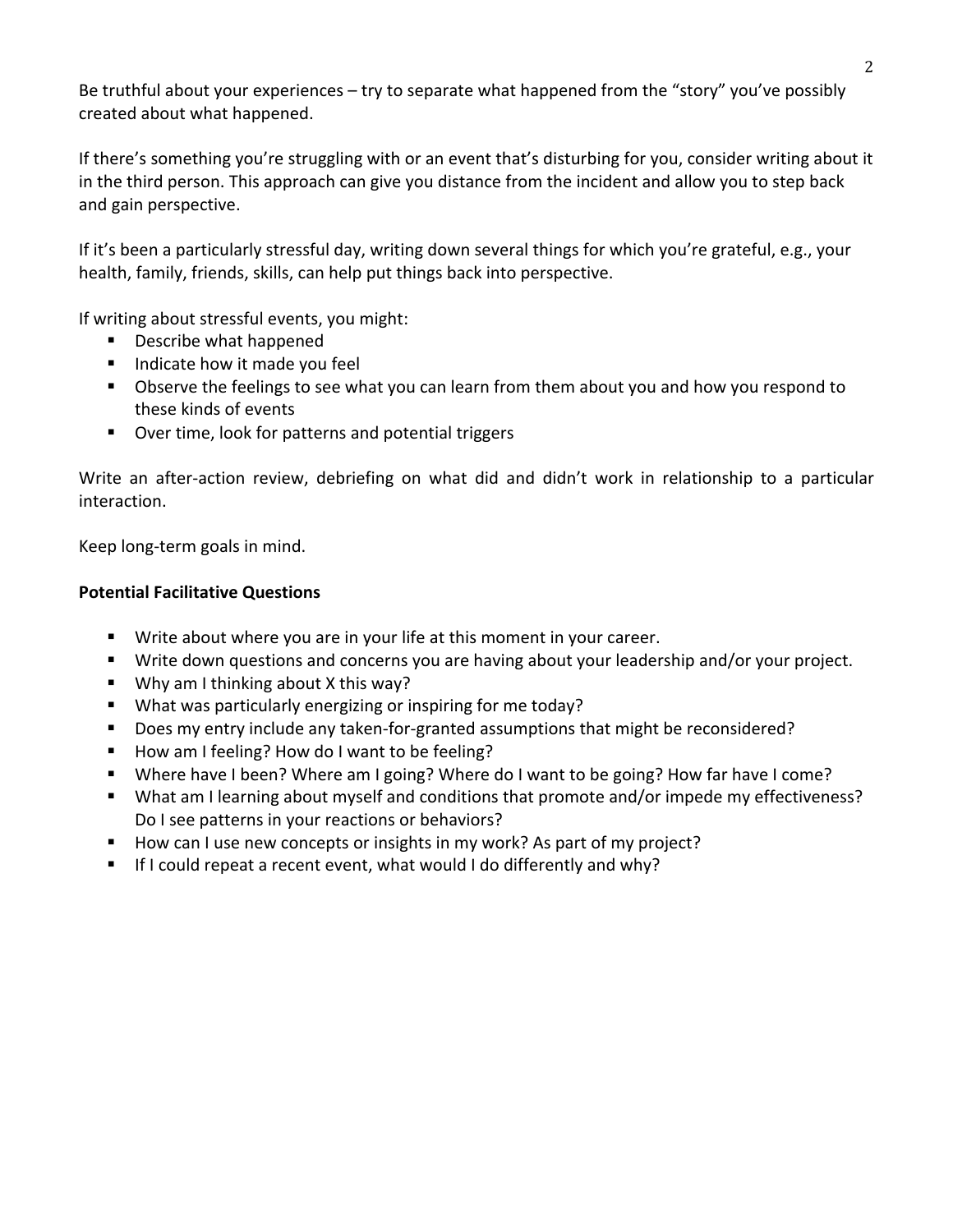Be truthful about your experiences – try to separate what happened from the "story" you've possibly created about what happened.

If there's something you're struggling with or an event that's disturbing for you, consider writing about it in the third person. This approach can give you distance from the incident and allow you to step back and gain perspective.

If it's been a particularly stressful day, writing down several things for which you're grateful, e.g., your health, family, friends, skills, can help put things back into perspective.

If writing about stressful events, you might:

- Describe what happened
- Indicate how it made you feel
- Observe the feelings to see what you can learn from them about you and how you respond to these kinds of events
- Over time, look for patterns and potential triggers

Write an after-action review, debriefing on what did and didn't work in relationship to a particular interaction.

Keep long-term goals in mind.

**Potential Facilitative Questions**

- Write about where you are in your life at this moment in your career.
- Write down questions and concerns you are having about your leadership and/or your project.
- Why am I thinking about X this way?
- What was particularly energizing or inspiring for me today?
- Does my entry include any taken-for-granted assumptions that might be reconsidered?
- How am I feeling? How do I want to be feeling?
- Where have I been? Where am I going? Where do I want to be going? How far have I come?
- What am I learning about myself and conditions that promote and/or impede my effectiveness? Do I see patterns in your reactions or behaviors?
- How can I use new concepts or insights in my work? As part of my project?
- If I could repeat a recent event, what would I do differently and why?